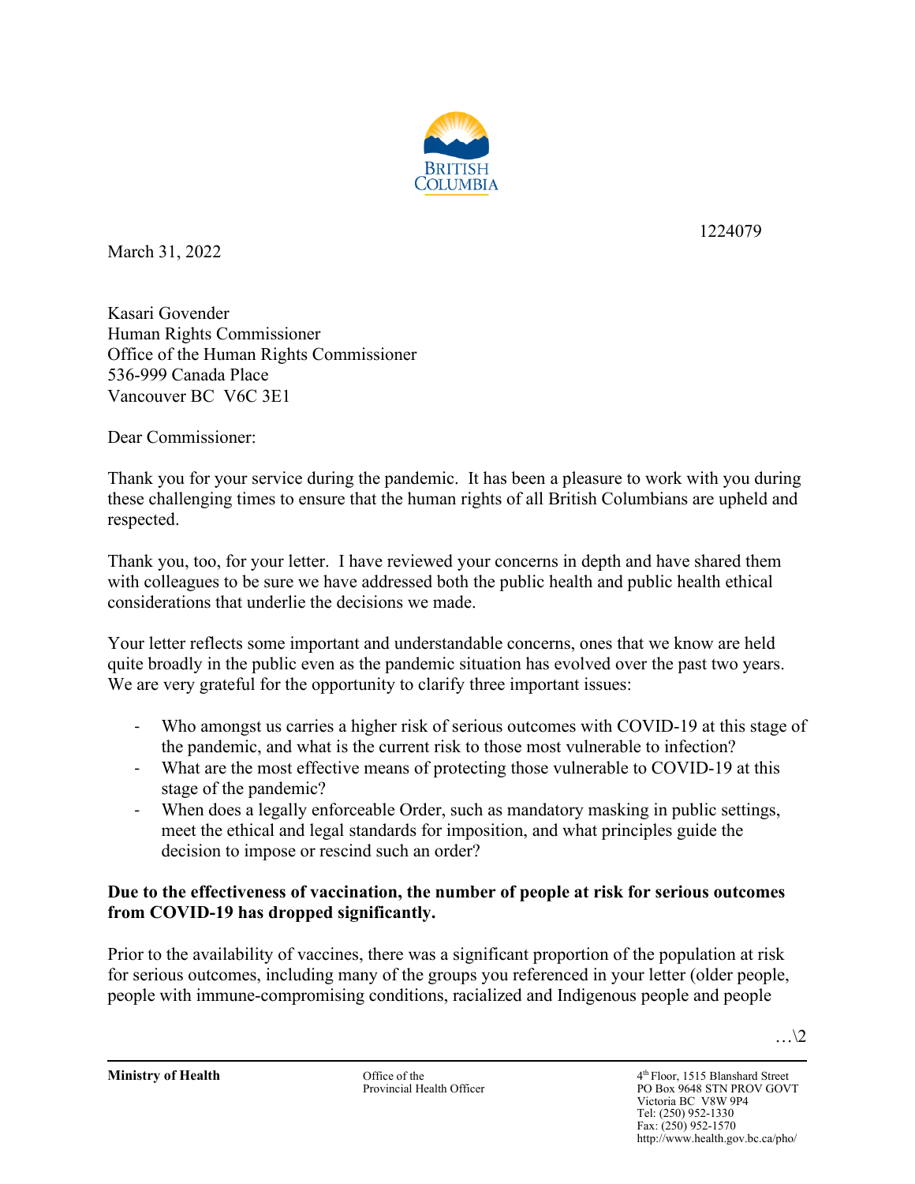1224079

March 31, 2022

Kasari Govender
Human Rights Commissioner
Office of the Human Rights Commissioner
536-999 Canada Place
Vancouver BC  V6C 3E1

Dear Commissioner:

Thank you for your service during the pandemic. It has been a pleasure to work with you during these challenging times to ensure that the human rights of all British Columbians are upheld and respected.

Thank you, too, for your letter. I have reviewed your concerns in depth and have shared them with colleagues to be sure we have addressed both the public health and public health ethical considerations that underlie the decisions we made.

Your letter reflects some important and understandable concerns, ones that we know are held quite broadly in the public even as the pandemic situation has evolved over the past two years. We are very grateful for the opportunity to clarify three important issues:

- Who amongst us carries a higher risk of serious outcomes with COVID-19 at this stage of the pandemic, and what is the current risk to those most vulnerable to infection?
- What are the most effective means of protecting those vulnerable to COVID-19 at this stage of the pandemic?
- When does a legally enforceable Order, such as mandatory masking in public settings, meet the ethical and legal standards for imposition, and what principles guide the decision to impose or rescind such an order?

**Due to the effectiveness of vaccination, the number of people at risk for serious outcomes from COVID-19 has dropped significantly.**

Prior to the availability of vaccines, there was a significant proportion of the population at risk for serious outcomes, including many of the groups you referenced in your letter (older people, people with immune-compromising conditions, racialized and Indigenous people and people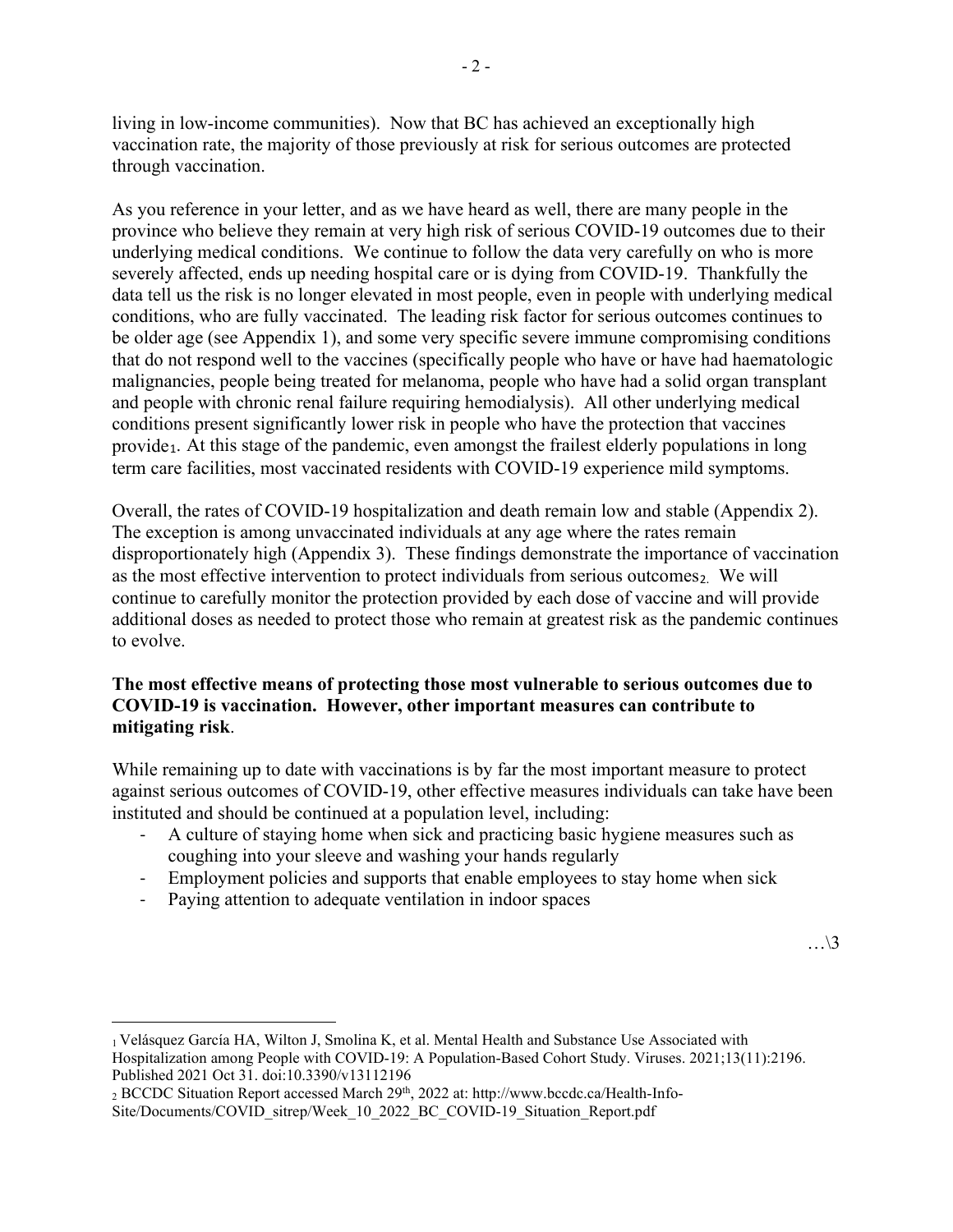living in low-income communities). Now that BC has achieved an exceptionally high vaccination rate, the majority of those previously at risk for serious outcomes are protected through vaccination.

As you reference in your letter, and as we have heard as well, there are many people in the province who believe they remain at very high risk of serious COVID-19 outcomes due to their underlying medical conditions. We continue to follow the data very carefully on who is more severely affected, ends up needing hospital care or is dying from COVID-19. Thankfully the data tell us the risk is no longer elevated in most people, even in people with underlying medical conditions, who are fully vaccinated. The leading risk factor for serious outcomes continues to be older age (see Appendix 1), and some very specific severe immune compromising conditions that do not respond well to the vaccines (specifically people who have or have had haematologic malignancies, people being treated for melanoma, people who have had a solid organ transplant and people with chronic renal failure requiring hemodialysis). All other underlying medical conditions present significantly lower risk in people who have the protection that vaccines provide[1]. At this stage of the pandemic, even amongst the frailest elderly populations in long term care facilities, most vaccinated residents with COVID-19 experience mild symptoms.

Overall, the rates of COVID-19 hospitalization and death remain low and stable (Appendix 2). The exception is among unvaccinated individuals at any age where the rates remain disproportionately high (Appendix 3). These findings demonstrate the importance of vaccination as the most effective intervention to protect individuals from serious outcomes[2]. We will continue to carefully monitor the protection provided by each dose of vaccine and will provide additional doses as needed to protect those who remain at greatest risk as the pandemic continues to evolve.

**The most effective means of protecting those most vulnerable to serious outcomes due to COVID-19 is vaccination. However, other important measures can contribute to mitigating risk**.

While remaining up to date with vaccinations is by far the most important measure to protect against serious outcomes of COVID-19, other effective measures individuals can take have been instituted and should be continued at a population level, including:

- A culture of staying home when sick and practicing basic hygiene measures such as coughing into your sleeve and washing your hands regularly
- Employment policies and supports that enable employees to stay home when sick
- Paying attention to adequate ventilation in indoor spaces

…\3

---

[1] Velásquez García HA, Wilton J, Smolina K, et al. Mental Health and Substance Use Associated with Hospitalization among People with COVID-19: A Population-Based Cohort Study. Viruses. 2021;13(11):2196. Published 2021 Oct 31. doi:10.3390/v13112196

[2] BCCDC Situation Report accessed March 29th, 2022 at: http://www.bccdc.ca/Health-Info-Site/Documents/COVID_sitrep/Week_10_2022_BC_COVID-19_Situation_Report.pdf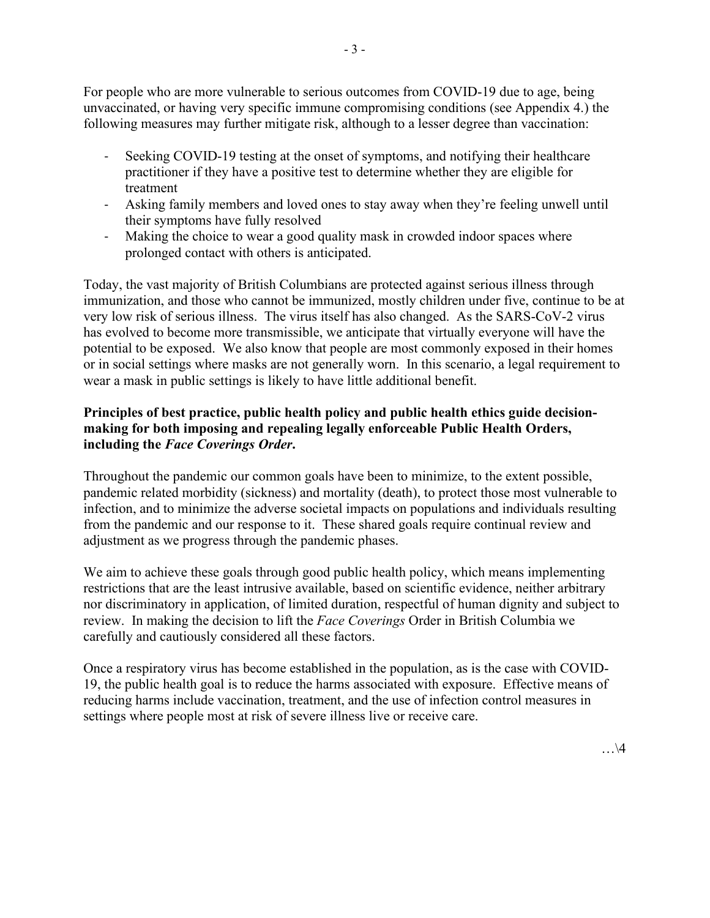For people who are more vulnerable to serious outcomes from COVID-19 due to age, being unvaccinated, or having very specific immune compromising conditions (see Appendix 4.) the following measures may further mitigate risk, although to a lesser degree than vaccination:

- Seeking COVID-19 testing at the onset of symptoms, and notifying their healthcare practitioner if they have a positive test to determine whether they are eligible for treatment
- Asking family members and loved ones to stay away when they're feeling unwell until their symptoms have fully resolved
- Making the choice to wear a good quality mask in crowded indoor spaces where prolonged contact with others is anticipated.

Today, the vast majority of British Columbians are protected against serious illness through immunization, and those who cannot be immunized, mostly children under five, continue to be at very low risk of serious illness. The virus itself has also changed. As the SARS-CoV-2 virus has evolved to become more transmissible, we anticipate that virtually everyone will have the potential to be exposed. We also know that people are most commonly exposed in their homes or in social settings where masks are not generally worn. In this scenario, a legal requirement to wear a mask in public settings is likely to have little additional benefit.

**Principles of best practice, public health policy and public health ethics guide decision-making for both imposing and repealing legally enforceable Public Health Orders, including the *Face Coverings Order*.**

Throughout the pandemic our common goals have been to minimize, to the extent possible, pandemic related morbidity (sickness) and mortality (death), to protect those most vulnerable to infection, and to minimize the adverse societal impacts on populations and individuals resulting from the pandemic and our response to it. These shared goals require continual review and adjustment as we progress through the pandemic phases.

We aim to achieve these goals through good public health policy, which means implementing restrictions that are the least intrusive available, based on scientific evidence, neither arbitrary nor discriminatory in application, of limited duration, respectful of human dignity and subject to review. In making the decision to lift the *Face Coverings* Order in British Columbia we carefully and cautiously considered all these factors.

Once a respiratory virus has become established in the population, as is the case with COVID-19, the public health goal is to reduce the harms associated with exposure. Effective means of reducing harms include vaccination, treatment, and the use of infection control measures in settings where people most at risk of severe illness live or receive care.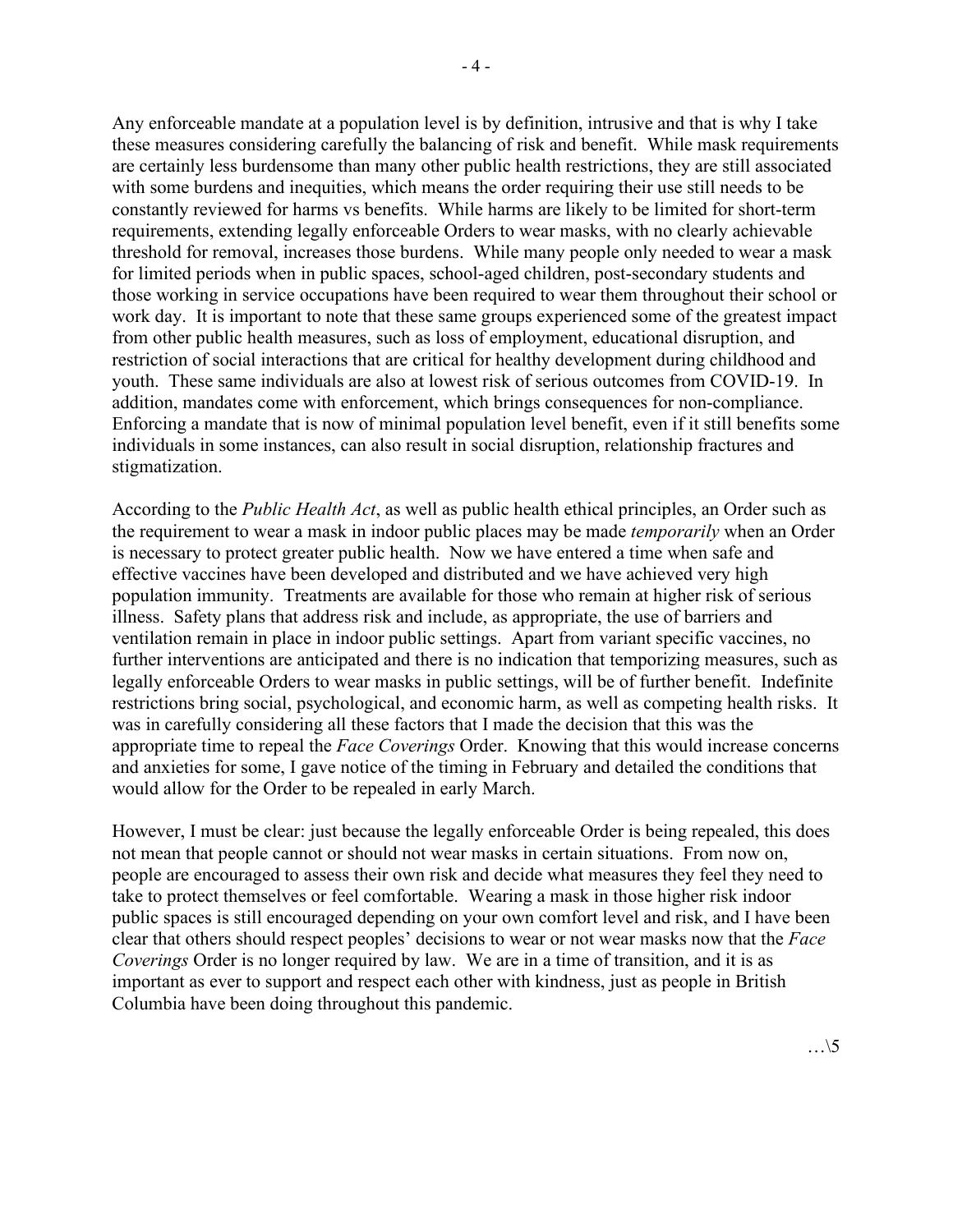Any enforceable mandate at a population level is by definition, intrusive and that is why I take these measures considering carefully the balancing of risk and benefit. While mask requirements are certainly less burdensome than many other public health restrictions, they are still associated with some burdens and inequities, which means the order requiring their use still needs to be constantly reviewed for harms vs benefits. While harms are likely to be limited for short-term requirements, extending legally enforceable Orders to wear masks, with no clearly achievable threshold for removal, increases those burdens. While many people only needed to wear a mask for limited periods when in public spaces, school-aged children, post-secondary students and those working in service occupations have been required to wear them throughout their school or work day. It is important to note that these same groups experienced some of the greatest impact from other public health measures, such as loss of employment, educational disruption, and restriction of social interactions that are critical for healthy development during childhood and youth. These same individuals are also at lowest risk of serious outcomes from COVID-19. In addition, mandates come with enforcement, which brings consequences for non-compliance. Enforcing a mandate that is now of minimal population level benefit, even if it still benefits some individuals in some instances, can also result in social disruption, relationship fractures and stigmatization.

According to the *Public Health Act*, as well as public health ethical principles, an Order such as the requirement to wear a mask in indoor public places may be made *temporarily* when an Order is necessary to protect greater public health. Now we have entered a time when safe and effective vaccines have been developed and distributed and we have achieved very high population immunity. Treatments are available for those who remain at higher risk of serious illness. Safety plans that address risk and include, as appropriate, the use of barriers and ventilation remain in place in indoor public settings. Apart from variant specific vaccines, no further interventions are anticipated and there is no indication that temporizing measures, such as legally enforceable Orders to wear masks in public settings, will be of further benefit. Indefinite restrictions bring social, psychological, and economic harm, as well as competing health risks. It was in carefully considering all these factors that I made the decision that this was the appropriate time to repeal the *Face Coverings* Order. Knowing that this would increase concerns and anxieties for some, I gave notice of the timing in February and detailed the conditions that would allow for the Order to be repealed in early March.

However, I must be clear: just because the legally enforceable Order is being repealed, this does not mean that people cannot or should not wear masks in certain situations. From now on, people are encouraged to assess their own risk and decide what measures they feel they need to take to protect themselves or feel comfortable. Wearing a mask in those higher risk indoor public spaces is still encouraged depending on your own comfort level and risk, and I have been clear that others should respect peoples' decisions to wear or not wear masks now that the *Face Coverings* Order is no longer required by law. We are in a time of transition, and it is as important as ever to support and respect each other with kindness, just as people in British Columbia have been doing throughout this pandemic.

…\5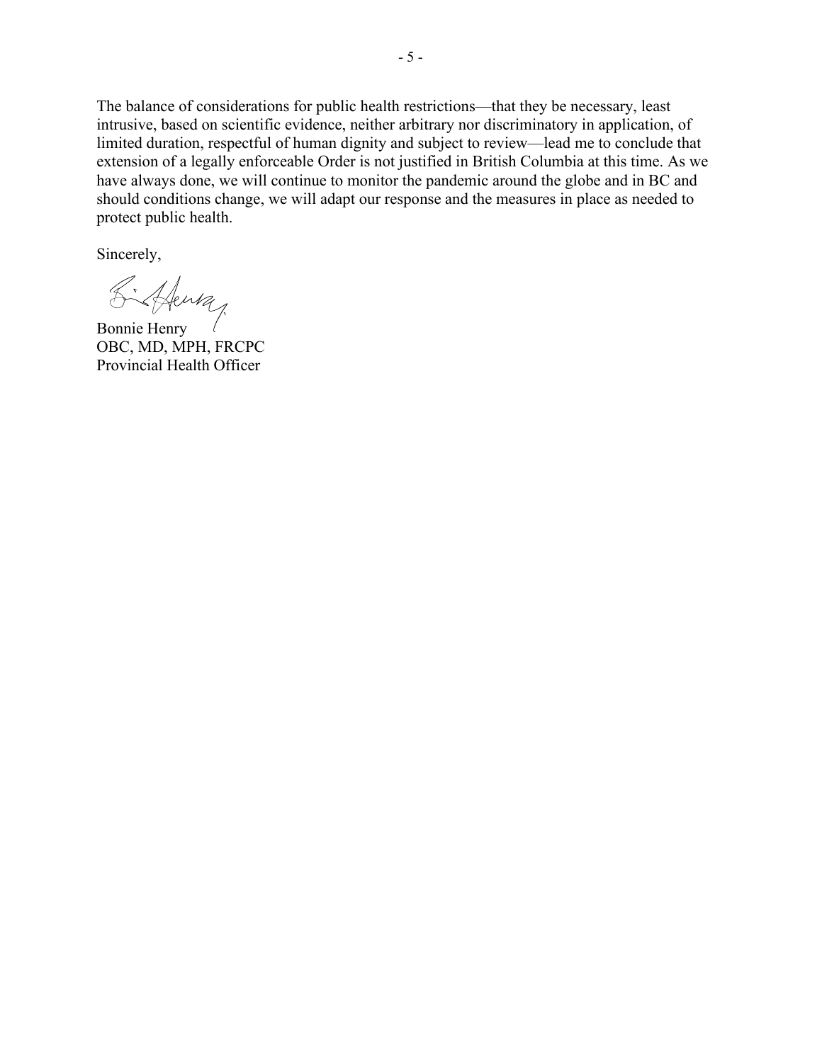The balance of considerations for public health restrictions—that they be necessary, least intrusive, based on scientific evidence, neither arbitrary nor discriminatory in application, of limited duration, respectful of human dignity and subject to review—lead me to conclude that extension of a legally enforceable Order is not justified in British Columbia at this time. As we have always done, we will continue to monitor the pandemic around the globe and in BC and should conditions change, we will adapt our response and the measures in place as needed to protect public health.

Sincerely,

Bonnie Henry
OBC, MD, MPH, FRCPC
Provincial Health Officer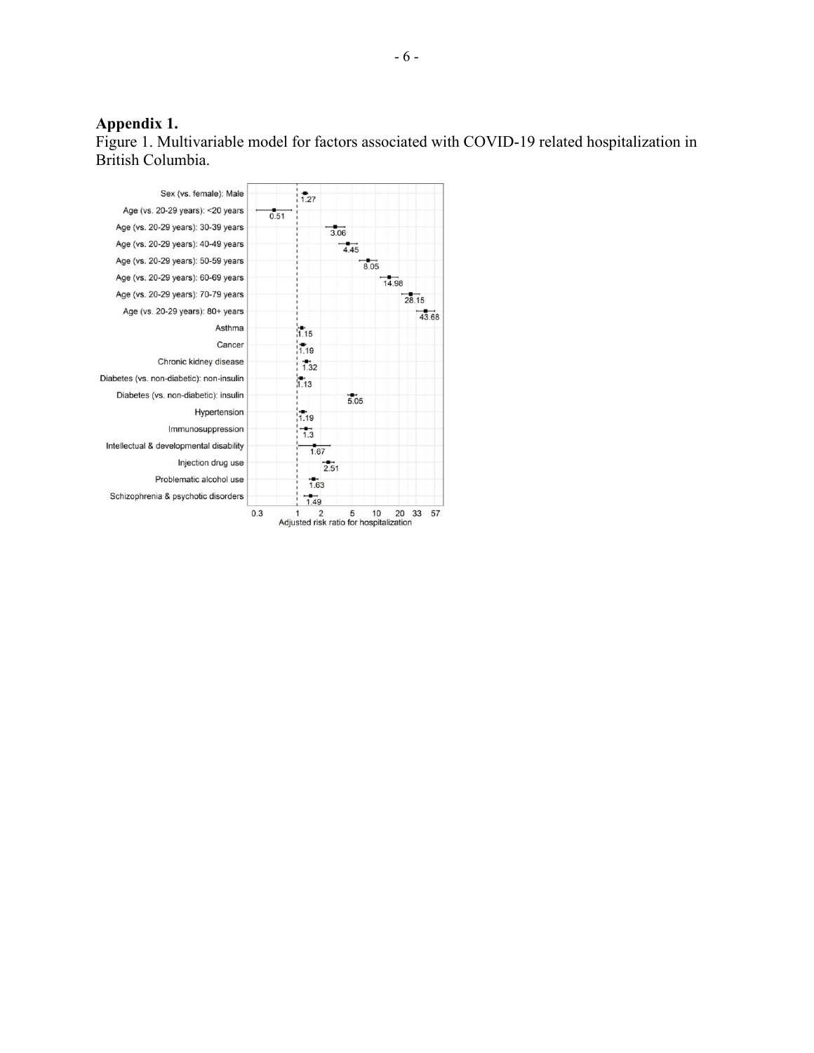## Appendix 1.

Figure 1. Multivariable model for factors associated with COVID-19 related hospitalization in British Columbia.

| Factor | Adjusted risk ratio for hospitalization |
|---|---|
| Sex (vs. female): Male | 1.27 |
| Age (vs. 20-29 years): <20 years | 0.51 |
| Age (vs. 20-29 years): 30-39 years | 3.06 |
| Age (vs. 20-29 years): 40-49 years | 4.45 |
| Age (vs. 20-29 years): 50-59 years | 8.05 |
| Age (vs. 20-29 years): 60-69 years | 14.98 |
| Age (vs. 20-29 years): 70-79 years | 28.15 |
| Age (vs. 20-29 years): 80+ years | 43.68 |
| Asthma | 1.15 |
| Cancer | 1.19 |
| Chronic kidney disease | 1.32 |
| Diabetes (vs. non-diabetic): non-insulin | 1.13 |
| Diabetes (vs. non-diabetic): insulin | 5.05 |
| Hypertension | 1.19 |
| Immunosuppression | 1.3 |
| Intellectual & developmental disability | 1.67 |
| Injection drug use | 2.51 |
| Problematic alcohol use | 1.63 |
| Schizophrenia & psychotic disorders | 1.49 |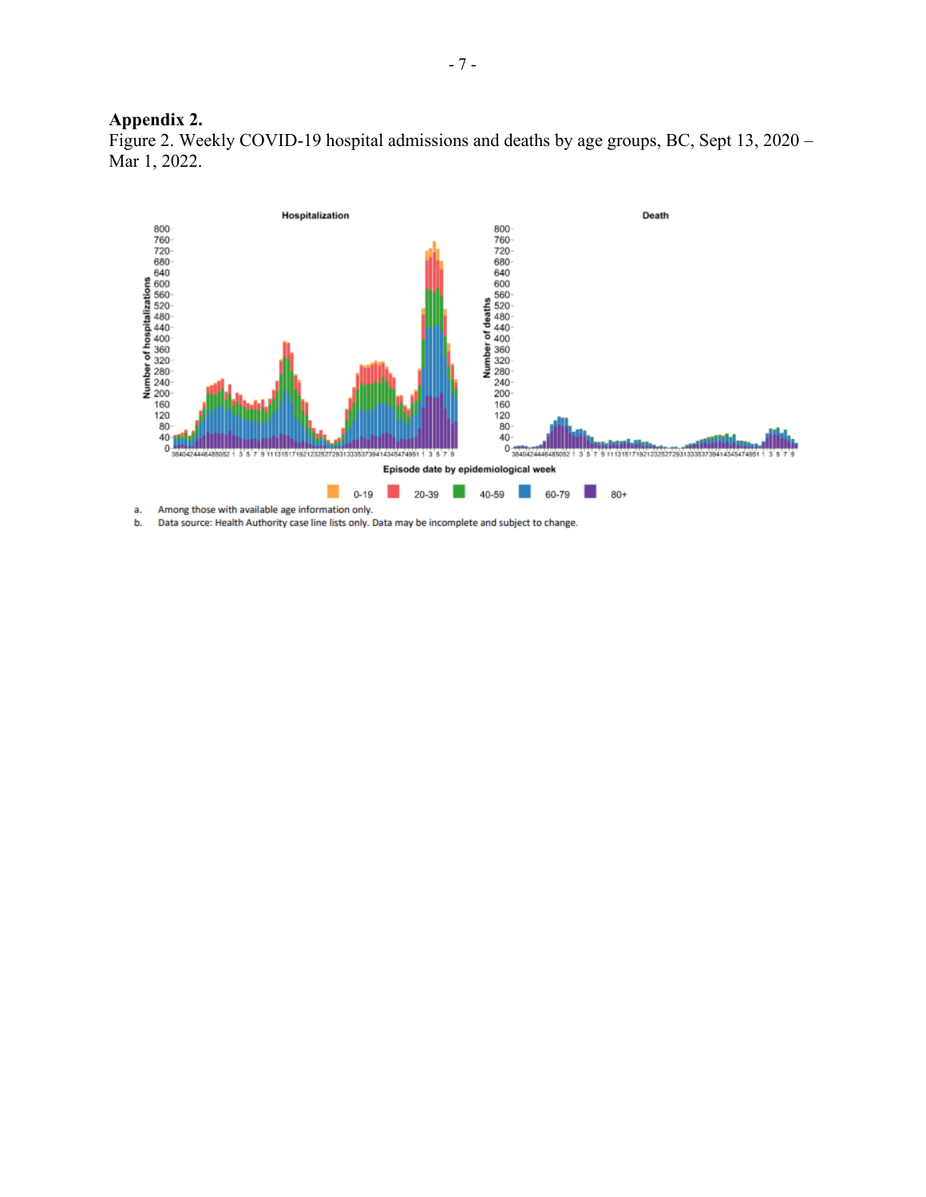## Appendix 2.

Figure 2. Weekly COVID-19 hospital admissions and deaths by age groups, BC, Sept 13, 2020 – Mar 1, 2022.

a. Among those with available age information only.

b. Data source: Health Authority case line lists only. Data may be incomplete and subject to change.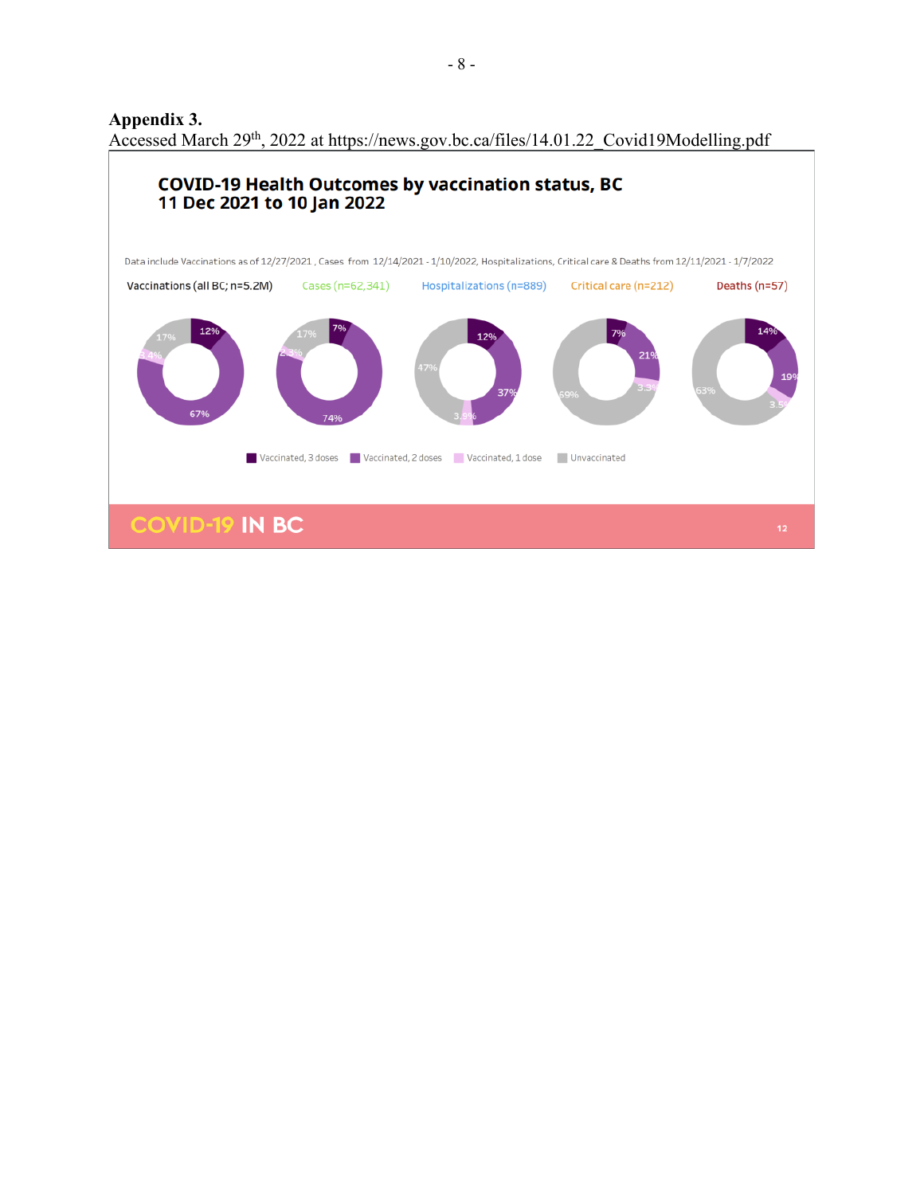**Appendix 3.**
Accessed March 29th, 2022 at https://news.gov.bc.ca/files/14.01.22_Covid19Modelling.pdf

## COVID-19 Health Outcomes by vaccination status, BC
## 11 Dec 2021 to 10 Jan 2022

Data include Vaccinations as of 12/27/2021 , Cases from 12/14/2021 - 1/10/2022, Hospitalizations, Critical care & Deaths from 12/11/2021 - 1/7/2022

| | Vaccinations (all BC; n=5.2M) | Cases (n=62,341) | Hospitalizations (n=889) | Critical care (n=212) | Deaths (n=57) |
|---|---|---|---|---|---|
| Vaccinated, 3 doses | 12% | 7% | 12% | 7% | 14% |
| Vaccinated, 2 doses | 67% | 74% | 37% | 21% | 19% |
| Vaccinated, 1 dose | 3.4% | 2.3% | 3.9% | 3.3% | 3.5% |
| Unvaccinated | 17% | 17% | 47% | 69% | 63% |

COVID-19 IN BC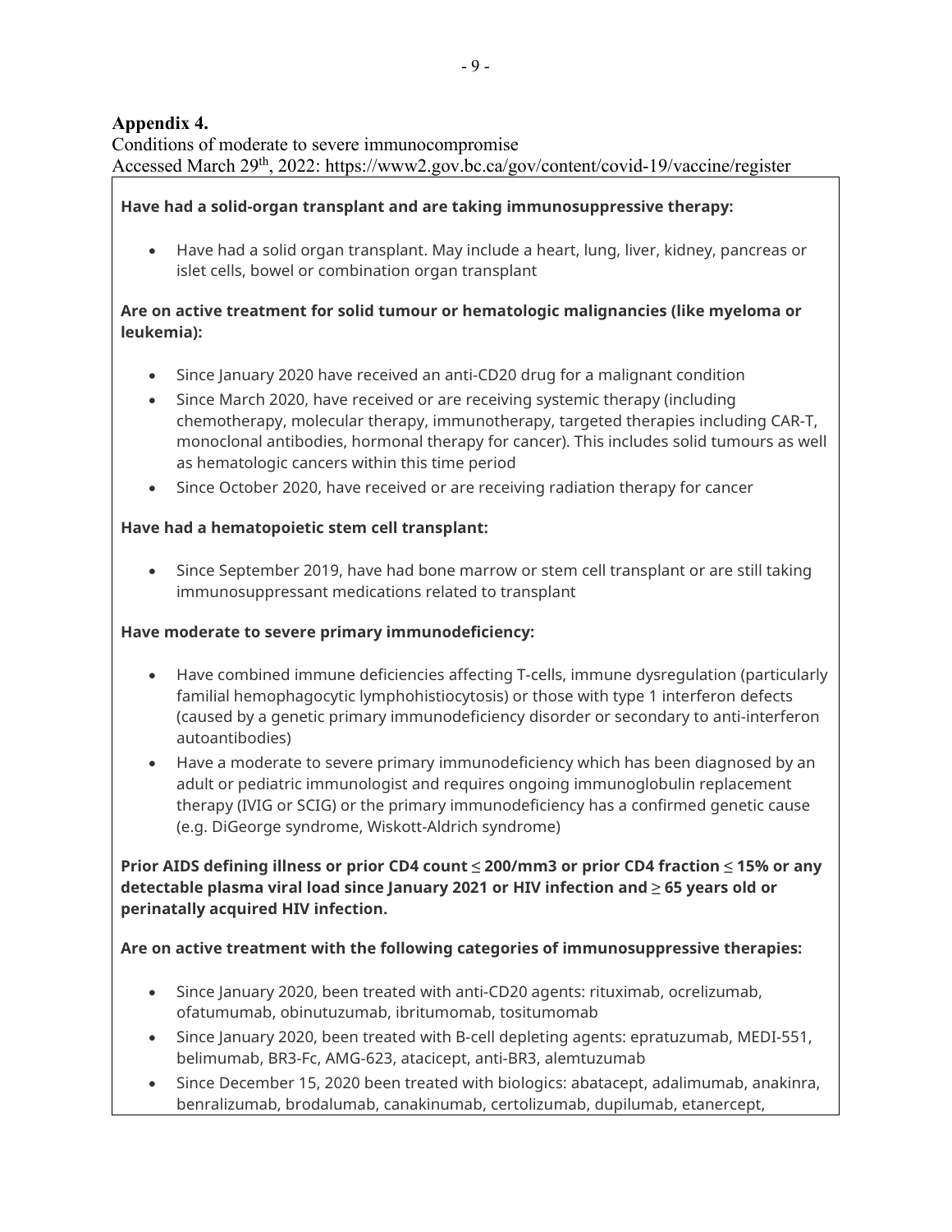## Appendix 4.

Conditions of moderate to severe immunocompromise

Accessed March 29th, 2022: https://www2.gov.bc.ca/gov/content/covid-19/vaccine/register

**Have had a solid-organ transplant and are taking immunosuppressive therapy:**

- Have had a solid organ transplant. May include a heart, lung, liver, kidney, pancreas or islet cells, bowel or combination organ transplant

**Are on active treatment for solid tumour or hematologic malignancies (like myeloma or leukemia):**

- Since January 2020 have received an anti-CD20 drug for a malignant condition
- Since March 2020, have received or are receiving systemic therapy (including chemotherapy, molecular therapy, immunotherapy, targeted therapies including CAR-T, monoclonal antibodies, hormonal therapy for cancer). This includes solid tumours as well as hematologic cancers within this time period
- Since October 2020, have received or are receiving radiation therapy for cancer

**Have had a hematopoietic stem cell transplant:**

- Since September 2019, have had bone marrow or stem cell transplant or are still taking immunosuppressant medications related to transplant

**Have moderate to severe primary immunodeficiency:**

- Have combined immune deficiencies affecting T-cells, immune dysregulation (particularly familial hemophagocytic lymphohistiocytosis) or those with type 1 interferon defects (caused by a genetic primary immunodeficiency disorder or secondary to anti-interferon autoantibodies)
- Have a moderate to severe primary immunodeficiency which has been diagnosed by an adult or pediatric immunologist and requires ongoing immunoglobulin replacement therapy (IVIG or SCIG) or the primary immunodeficiency has a confirmed genetic cause (e.g. DiGeorge syndrome, Wiskott-Aldrich syndrome)

**Prior AIDS defining illness or prior CD4 count ≤ 200/mm3 or prior CD4 fraction ≤ 15% or any detectable plasma viral load since January 2021 or HIV infection and ≥ 65 years old or perinatally acquired HIV infection.**

**Are on active treatment with the following categories of immunosuppressive therapies:**

- Since January 2020, been treated with anti-CD20 agents: rituximab, ocrelizumab, ofatumumab, obinutuzumab, ibritumomab, tositumomab
- Since January 2020, been treated with B-cell depleting agents: epratuzumab, MEDI-551, belimumab, BR3-Fc, AMG-623, atacicept, anti-BR3, alemtuzumab
- Since December 15, 2020 been treated with biologics: abatacept, adalimumab, anakinra, benralizumab, brodalumab, canakinumab, certolizumab, dupilumab, etanercept,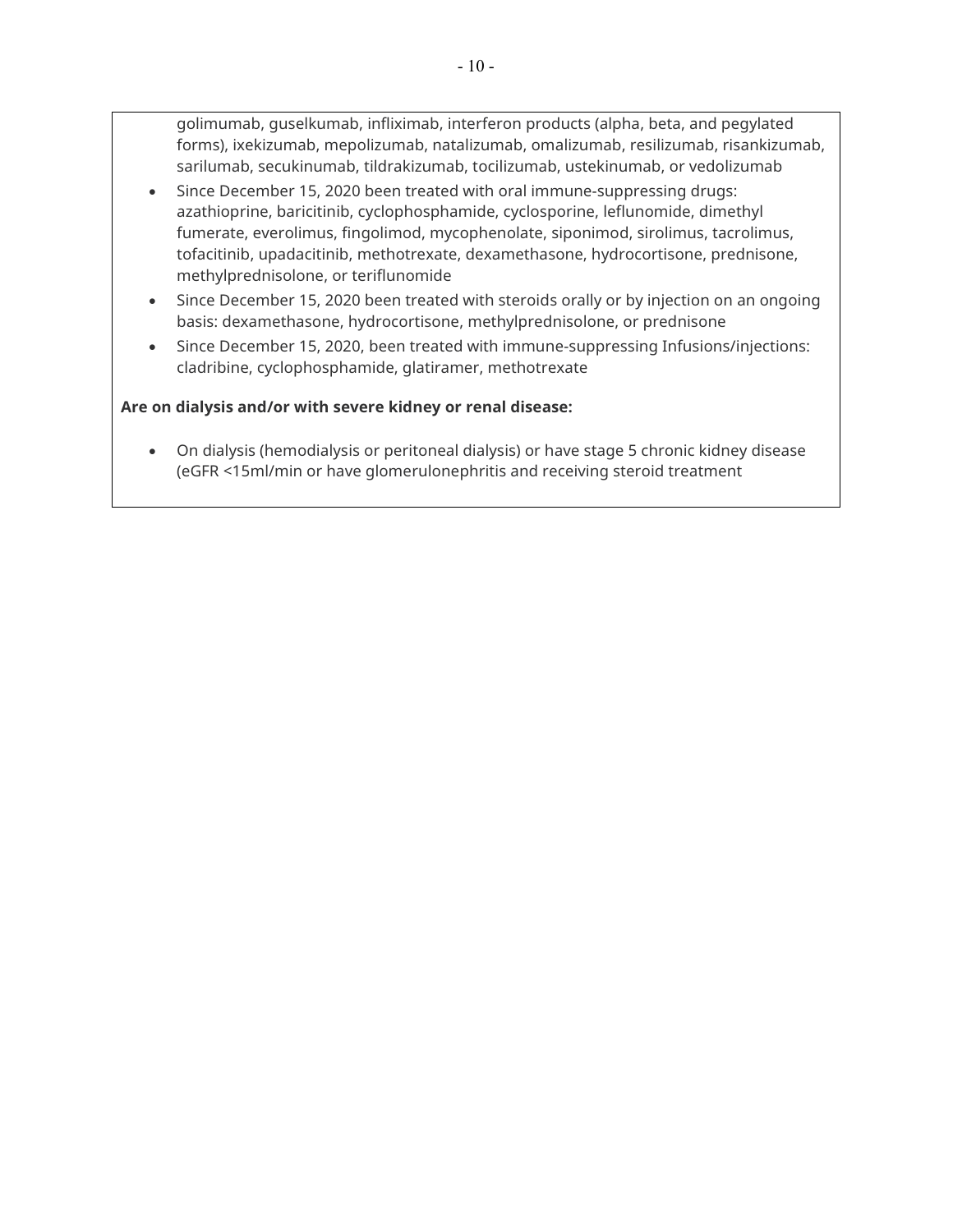golimumab, guselkumab, infliximab, interferon products (alpha, beta, and pegylated forms), ixekizumab, mepolizumab, natalizumab, omalizumab, resilizumab, risankizumab, sarilumab, secukinumab, tildrakizumab, tocilizumab, ustekinumab, or vedolizumab

- Since December 15, 2020 been treated with oral immune-suppressing drugs: azathioprine, baricitinib, cyclophosphamide, cyclosporine, leflunomide, dimethyl fumerate, everolimus, fingolimod, mycophenolate, siponimod, sirolimus, tacrolimus, tofacitinib, upadacitinib, methotrexate, dexamethasone, hydrocortisone, prednisone, methylprednisolone, or teriflunomide
- Since December 15, 2020 been treated with steroids orally or by injection on an ongoing basis: dexamethasone, hydrocortisone, methylprednisolone, or prednisone
- Since December 15, 2020, been treated with immune-suppressing Infusions/injections: cladribine, cyclophosphamide, glatiramer, methotrexate

**Are on dialysis and/or with severe kidney or renal disease:**

- On dialysis (hemodialysis or peritoneal dialysis) or have stage 5 chronic kidney disease (eGFR <15ml/min or have glomerulonephritis and receiving steroid treatment